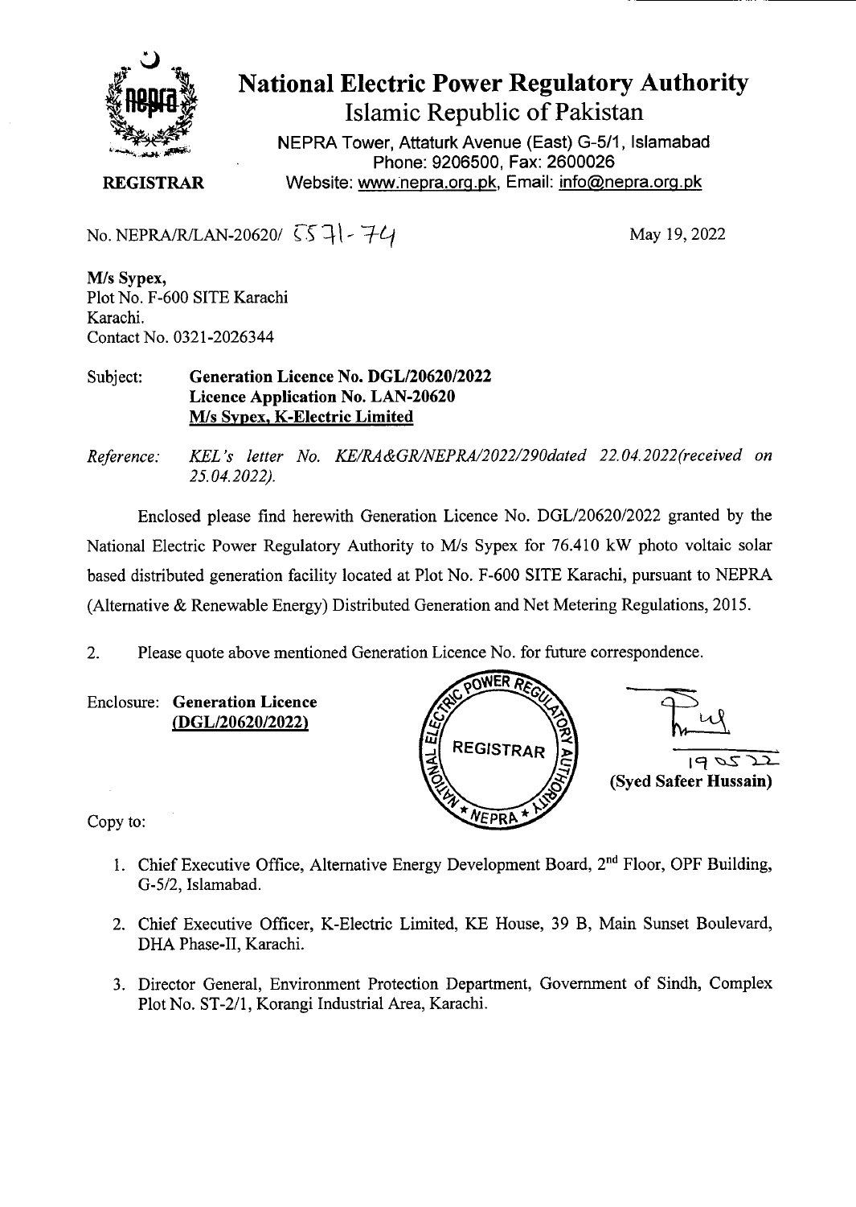# National Electric Power Regulatory Authority

## Islamic Republic of Pakistan

NEPRA Tower, Attaturk Avenue (East) G-5/1, Islamabad
Phone: 9206500, Fax: 2600026
Website: www.nepra.org.pk, Email: info@nepra.org.pk

**REGISTRAR**

No. NEPRA/R/LAN-20620/ 5571-74

May 19, 2022

**M/s Sypex,**
Plot No. F-600 SITE Karachi
Karachi.
Contact No. 0321-2026344

Subject: **Generation Licence No. DGL/20620/2022**
**Licence Application No. LAN-20620**
**M/s Sypex, K-Electric Limited**

*Reference: KEL's letter No. KE/RA&GR/NEPRA/2022/290dated 22.04.2022(received on 25.04.2022).*

Enclosed please find herewith Generation Licence No. DGL/20620/2022 granted by the National Electric Power Regulatory Authority to M/s Sypex for 76.410 kW photo voltaic solar based distributed generation facility located at Plot No. F-600 SITE Karachi, pursuant to NEPRA (Alternative & Renewable Energy) Distributed Generation and Net Metering Regulations, 2015.

2. Please quote above mentioned Generation Licence No. for future correspondence.

Enclosure: **Generation Licence (DGL/20620/2022)**

19 05 22
**(Syed Safeer Hussain)**

Copy to:

1. Chief Executive Office, Alternative Energy Development Board, 2nd Floor, OPF Building, G-5/2, Islamabad.
2. Chief Executive Officer, K-Electric Limited, KE House, 39 B, Main Sunset Boulevard, DHA Phase-II, Karachi.
3. Director General, Environment Protection Department, Government of Sindh, Complex Plot No. ST-2/1, Korangi Industrial Area, Karachi.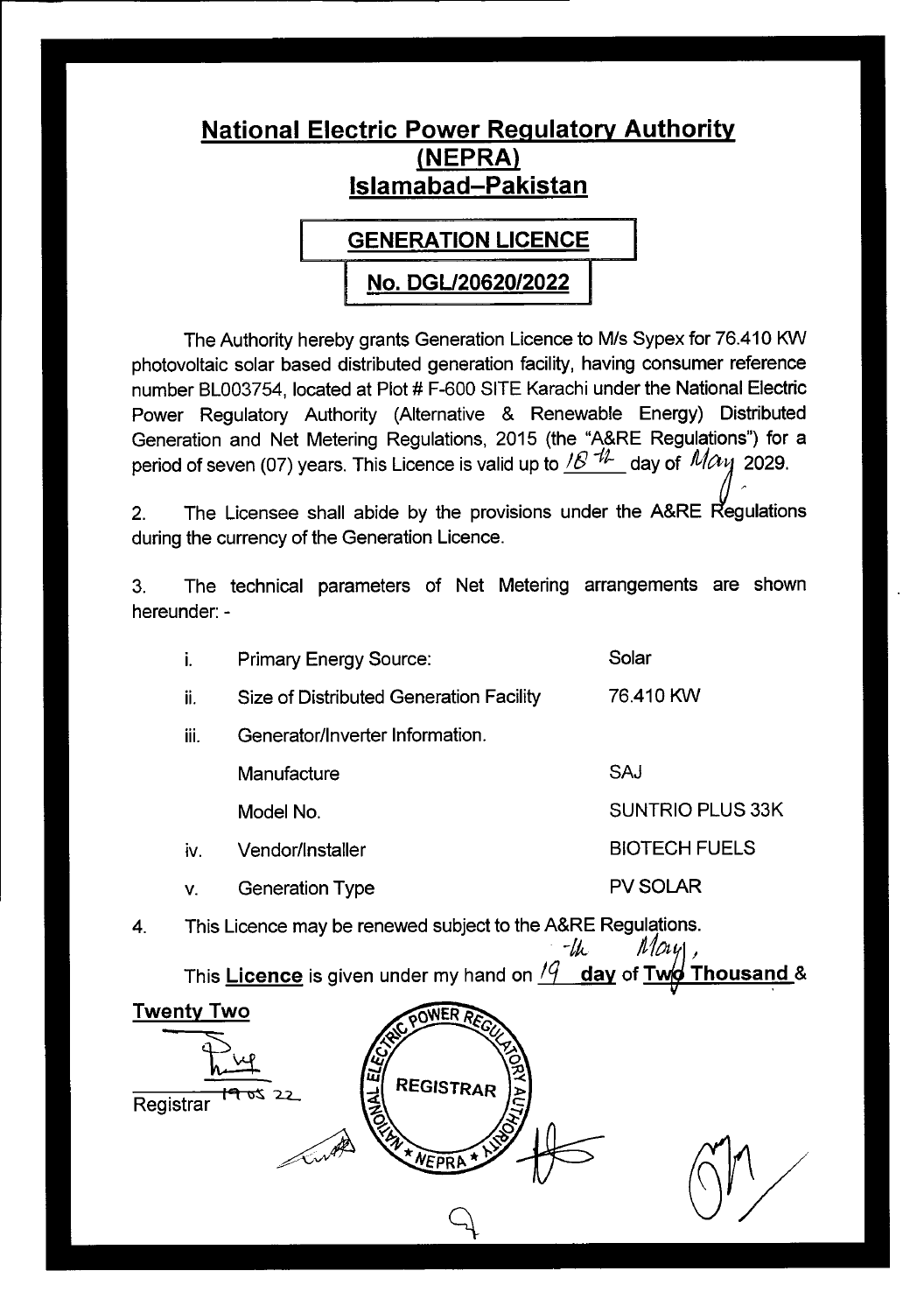# National Electric Power Regulatory Authority (NEPRA) Islamabad–Pakistan

## GENERATION LICENCE

## No. DGL/20620/2022

The Authority hereby grants Generation Licence to M/s Sypex for 76.410 KW photovoltaic solar based distributed generation facility, having consumer reference number BL003754, located at Plot # F-600 SITE Karachi under the National Electric Power Regulatory Authority (Alternative & Renewable Energy) Distributed Generation and Net Metering Regulations, 2015 (the "A&RE Regulations") for a period of seven (07) years. This Licence is valid up to 18th day of May 2029.

2. The Licensee shall abide by the provisions under the A&RE Regulations during the currency of the Generation Licence.

3. The technical parameters of Net Metering arrangements are shown hereunder: -

| | | |
|---|---|---|
| i. | Primary Energy Source: | Solar |
| ii. | Size of Distributed Generation Facility | 76.410 KW |
| iii. | Generator/Inverter Information. | |
| | Manufacture | SAJ |
| | Model No. | SUNTRIO PLUS 33K |
| iv. | Vendor/Installer | BIOTECH FUELS |
| v. | Generation Type | PV SOLAR |

4. This Licence may be renewed subject to the A&RE Regulations.

This **Licence** is given under my hand on 19th **day** of May, **Two Thousand** & **Twenty Two**

Registrar 19.05.22

REGISTRAR
NATIONAL ELECTRIC POWER REGULATORY AUTHORITY
NEPRA